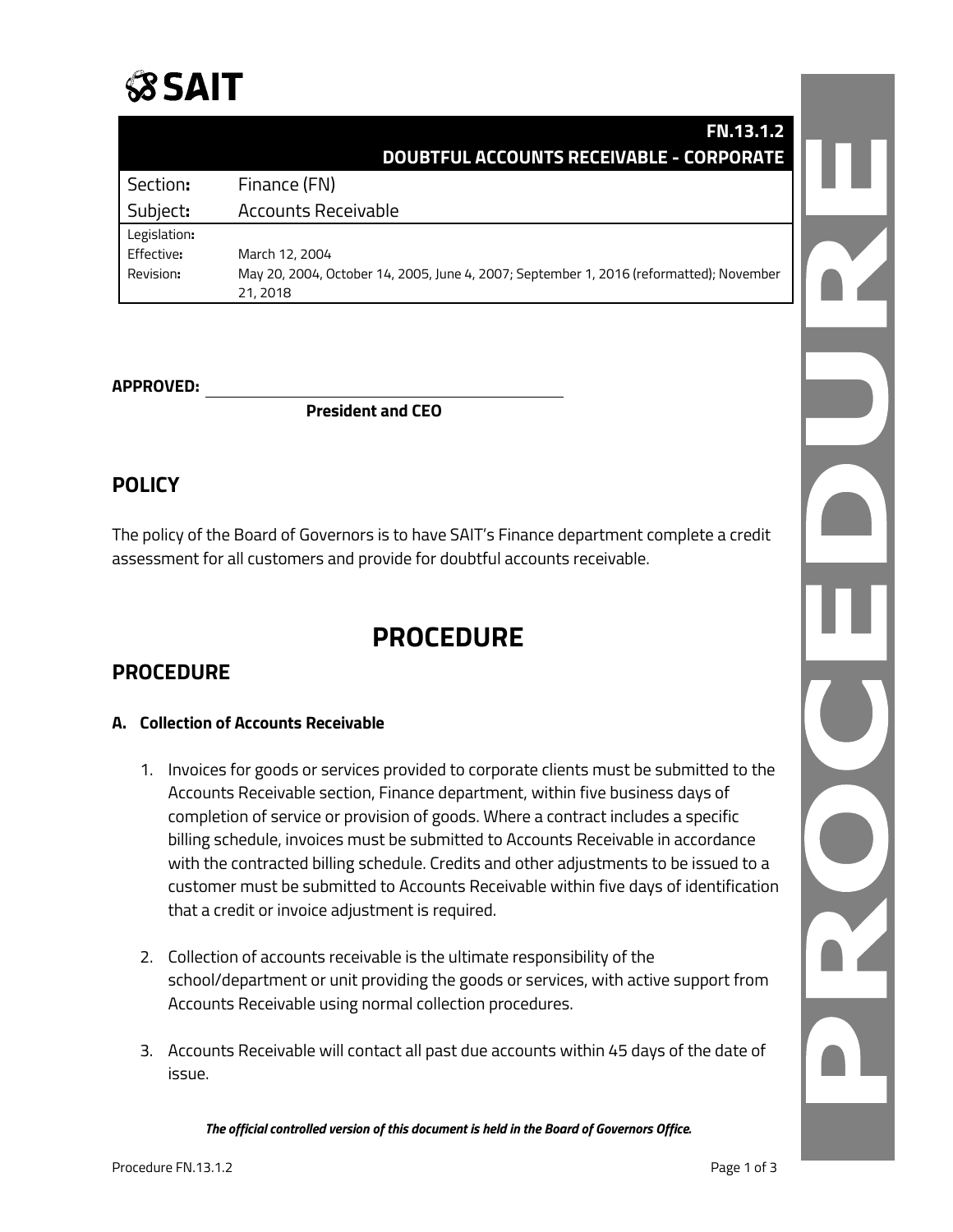# SAIT

| | FN.13.1.2 DOUBTFUL ACCOUNTS RECEIVABLE - CORPORATE |
|---|---|
| Section: | Finance (FN) |
| Subject: | Accounts Receivable |
| Legislation: | |
| Effective: | March 12, 2004 |
| Revision: | May 20, 2004, October 14, 2005, June 4, 2007; September 1, 2016 (reformatted); November 21, 2018 |

**APPROVED:** ____________________________________

**President and CEO**

## POLICY

The policy of the Board of Governors is to have SAIT's Finance department complete a credit assessment for all customers and provide for doubtful accounts receivable.

# PROCEDURE

## PROCEDURE

### A. Collection of Accounts Receivable

1. Invoices for goods or services provided to corporate clients must be submitted to the Accounts Receivable section, Finance department, within five business days of completion of service or provision of goods. Where a contract includes a specific billing schedule, invoices must be submitted to Accounts Receivable in accordance with the contracted billing schedule. Credits and other adjustments to be issued to a customer must be submitted to Accounts Receivable within five days of identification that a credit or invoice adjustment is required.

2. Collection of accounts receivable is the ultimate responsibility of the school/department or unit providing the goods or services, with active support from Accounts Receivable using normal collection procedures.

3. Accounts Receivable will contact all past due accounts within 45 days of the date of issue.

***The official controlled version of this document is held in the Board of Governors Office.***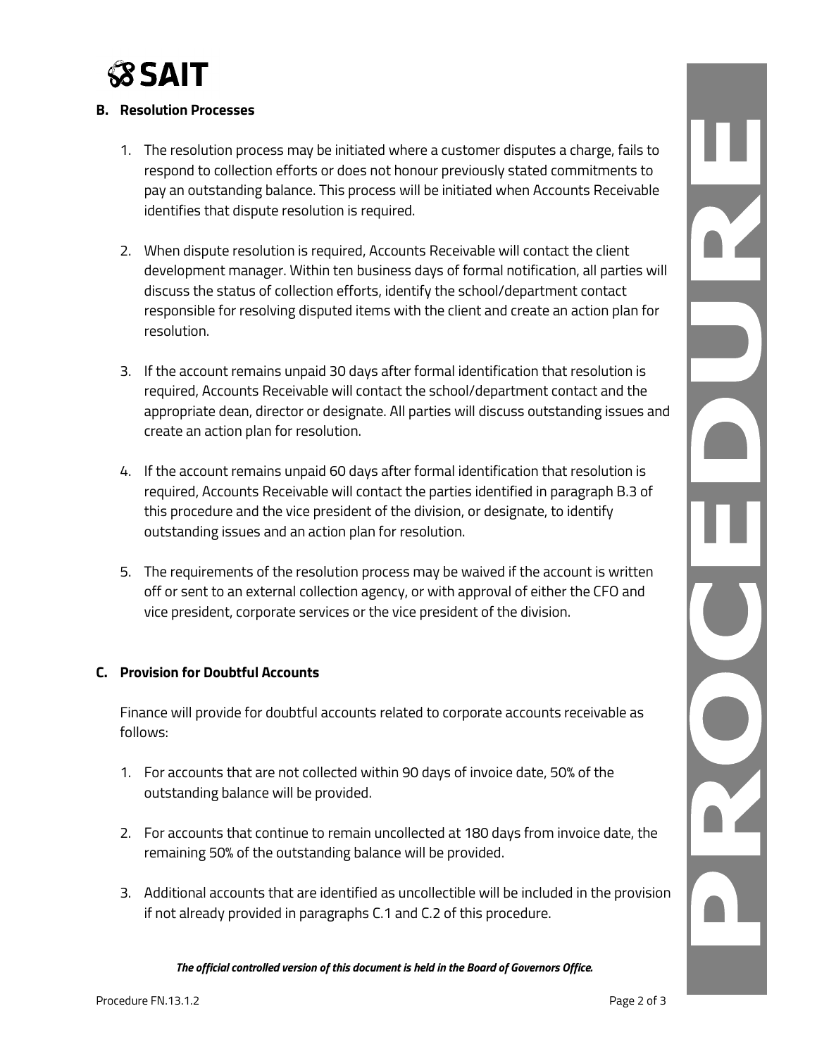## B. Resolution Processes

1. The resolution process may be initiated where a customer disputes a charge, fails to respond to collection efforts or does not honour previously stated commitments to pay an outstanding balance. This process will be initiated when Accounts Receivable identifies that dispute resolution is required.

2. When dispute resolution is required, Accounts Receivable will contact the client development manager. Within ten business days of formal notification, all parties will discuss the status of collection efforts, identify the school/department contact responsible for resolving disputed items with the client and create an action plan for resolution.

3. If the account remains unpaid 30 days after formal identification that resolution is required, Accounts Receivable will contact the school/department contact and the appropriate dean, director or designate. All parties will discuss outstanding issues and create an action plan for resolution.

4. If the account remains unpaid 60 days after formal identification that resolution is required, Accounts Receivable will contact the parties identified in paragraph B.3 of this procedure and the vice president of the division, or designate, to identify outstanding issues and an action plan for resolution.

5. The requirements of the resolution process may be waived if the account is written off or sent to an external collection agency, or with approval of either the CFO and vice president, corporate services or the vice president of the division.

## C. Provision for Doubtful Accounts

Finance will provide for doubtful accounts related to corporate accounts receivable as follows:

1. For accounts that are not collected within 90 days of invoice date, 50% of the outstanding balance will be provided.

2. For accounts that continue to remain uncollected at 180 days from invoice date, the remaining 50% of the outstanding balance will be provided.

3. Additional accounts that are identified as uncollectible will be included in the provision if not already provided in paragraphs C.1 and C.2 of this procedure.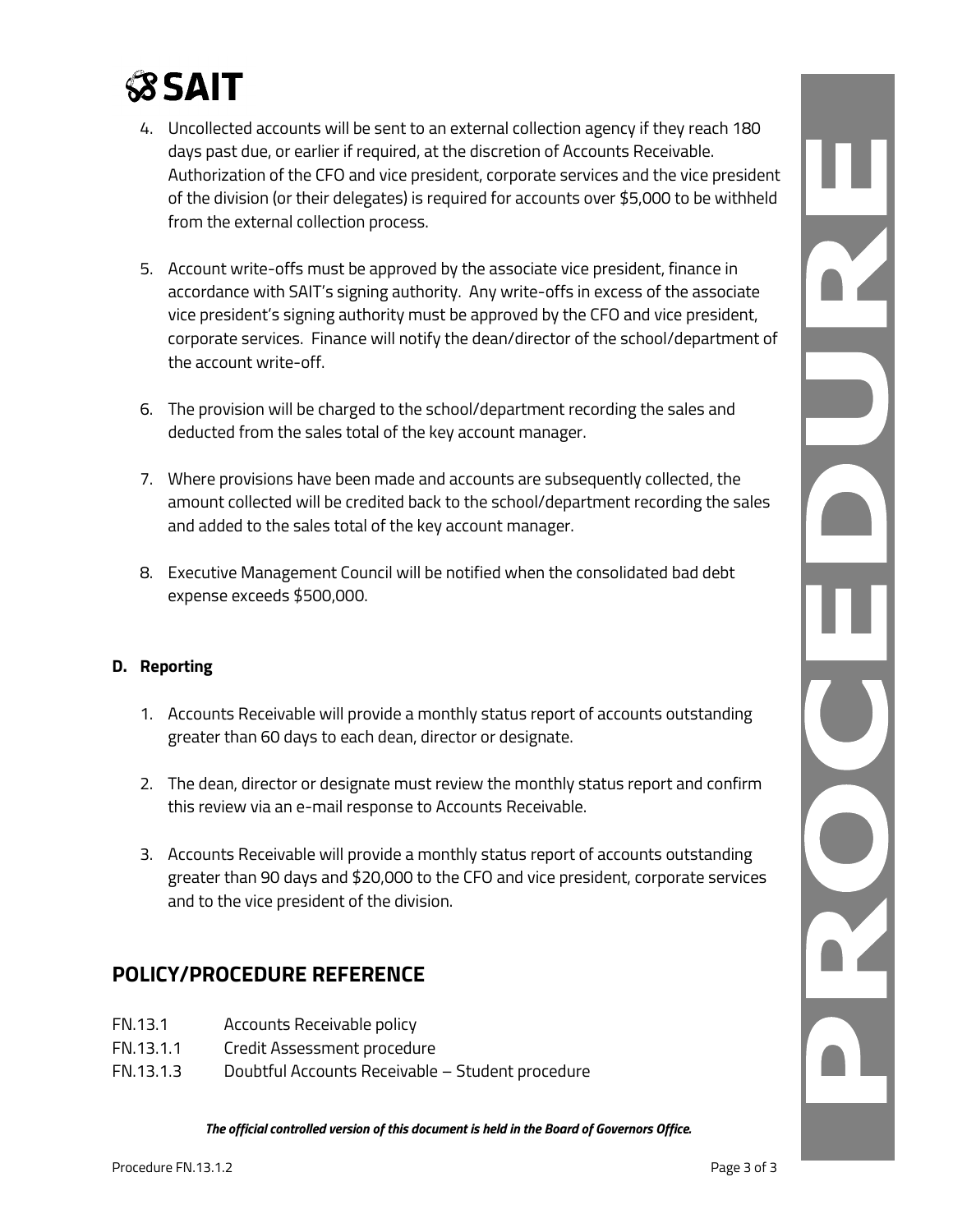4. Uncollected accounts will be sent to an external collection agency if they reach 180 days past due, or earlier if required, at the discretion of Accounts Receivable. Authorization of the CFO and vice president, corporate services and the vice president of the division (or their delegates) is required for accounts over $5,000 to be withheld from the external collection process.

5. Account write-offs must be approved by the associate vice president, finance in accordance with SAIT's signing authority. Any write-offs in excess of the associate vice president's signing authority must be approved by the CFO and vice president, corporate services. Finance will notify the dean/director of the school/department of the account write-off.

6. The provision will be charged to the school/department recording the sales and deducted from the sales total of the key account manager.

7. Where provisions have been made and accounts are subsequently collected, the amount collected will be credited back to the school/department recording the sales and added to the sales total of the key account manager.

8. Executive Management Council will be notified when the consolidated bad debt expense exceeds $500,000.

### D. Reporting

1. Accounts Receivable will provide a monthly status report of accounts outstanding greater than 60 days to each dean, director or designate.

2. The dean, director or designate must review the monthly status report and confirm this review via an e-mail response to Accounts Receivable.

3. Accounts Receivable will provide a monthly status report of accounts outstanding greater than 90 days and $20,000 to the CFO and vice president, corporate services and to the vice president of the division.

## POLICY/PROCEDURE REFERENCE

| | |
|---|---|
| FN.13.1 | Accounts Receivable policy |
| FN.13.1.1 | Credit Assessment procedure |
| FN.13.1.3 | Doubtful Accounts Receivable – Student procedure |

***The official controlled version of this document is held in the Board of Governors Office.***